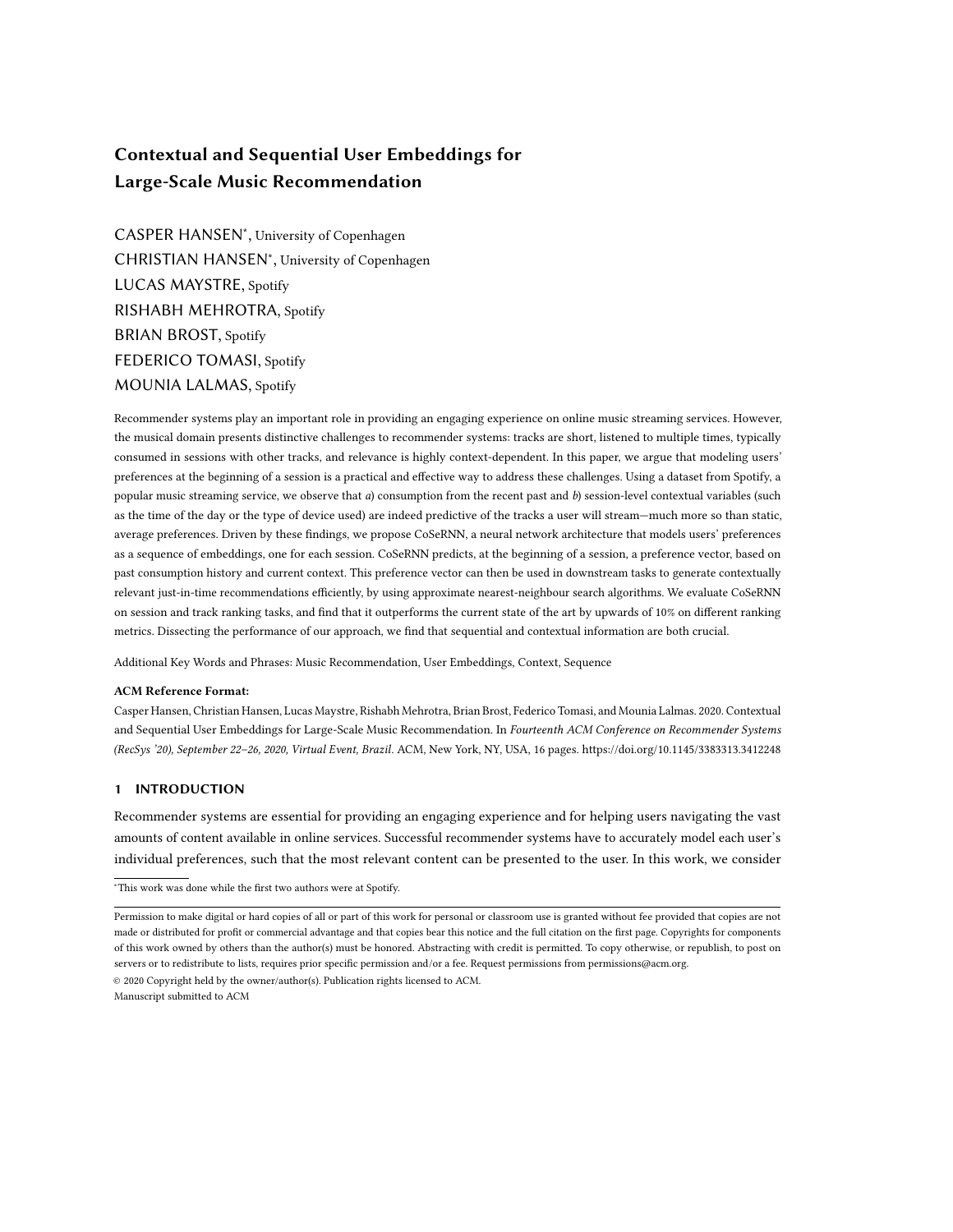# Contextual and Sequential User Embeddings for Large-Scale Music Recommendation

CASPER HANSEN*, University of Copenhagen

CHRISTIAN HANSEN*, University of Copenhagen

LUCAS MAYSTRE, Spotify

RISHABH MEHROTRA, Spotify

BRIAN BROST, Spotify

FEDERICO TOMASI, Spotify

MOUNIA LALMAS, Spotify

Recommender systems play an important role in providing an engaging experience on online music streaming services. However, the musical domain presents distinctive challenges to recommender systems: tracks are short, listened to multiple times, typically consumed in sessions with other tracks, and relevance is highly context-dependent. In this paper, we argue that modeling users' preferences at the beginning of a session is a practical and effective way to address these challenges. Using a dataset from Spotify, a popular music streaming service, we observe that *a*) consumption from the recent past and *b*) session-level contextual variables (such as the time of the day or the type of device used) are indeed predictive of the tracks a user will stream—much more so than static, average preferences. Driven by these findings, we propose CoSeRNN, a neural network architecture that models users' preferences as a sequence of embeddings, one for each session. CoSeRNN predicts, at the beginning of a session, a preference vector, based on past consumption history and current context. This preference vector can then be used in downstream tasks to generate contextually relevant just-in-time recommendations efficiently, by using approximate nearest-neighbour search algorithms. We evaluate CoSeRNN on session and track ranking tasks, and find that it outperforms the current state of the art by upwards of 10% on different ranking metrics. Dissecting the performance of our approach, we find that sequential and contextual information are both crucial.

Additional Key Words and Phrases: Music Recommendation, User Embeddings, Context, Sequence

**ACM Reference Format:**

Casper Hansen, Christian Hansen, Lucas Maystre, Rishabh Mehrotra, Brian Brost, Federico Tomasi, and Mounia Lalmas. 2020. Contextual and Sequential User Embeddings for Large-Scale Music Recommendation. In *Fourteenth ACM Conference on Recommender Systems (RecSys '20), September 22–26, 2020, Virtual Event, Brazil.* ACM, New York, NY, USA, 16 pages. https://doi.org/10.1145/3383313.3412248

## 1 INTRODUCTION

Recommender systems are essential for providing an engaging experience and for helping users navigating the vast amounts of content available in online services. Successful recommender systems have to accurately model each user's individual preferences, such that the most relevant content can be presented to the user. In this work, we consider

*This work was done while the first two authors were at Spotify.

Permission to make digital or hard copies of all or part of this work for personal or classroom use is granted without fee provided that copies are not made or distributed for profit or commercial advantage and that copies bear this notice and the full citation on the first page. Copyrights for components of this work owned by others than the author(s) must be honored. Abstracting with credit is permitted. To copy otherwise, or republish, to post on servers or to redistribute to lists, requires prior specific permission and/or a fee. Request permissions from permissions@acm.org.

© 2020 Copyright held by the owner/author(s). Publication rights licensed to ACM.

Manuscript submitted to ACM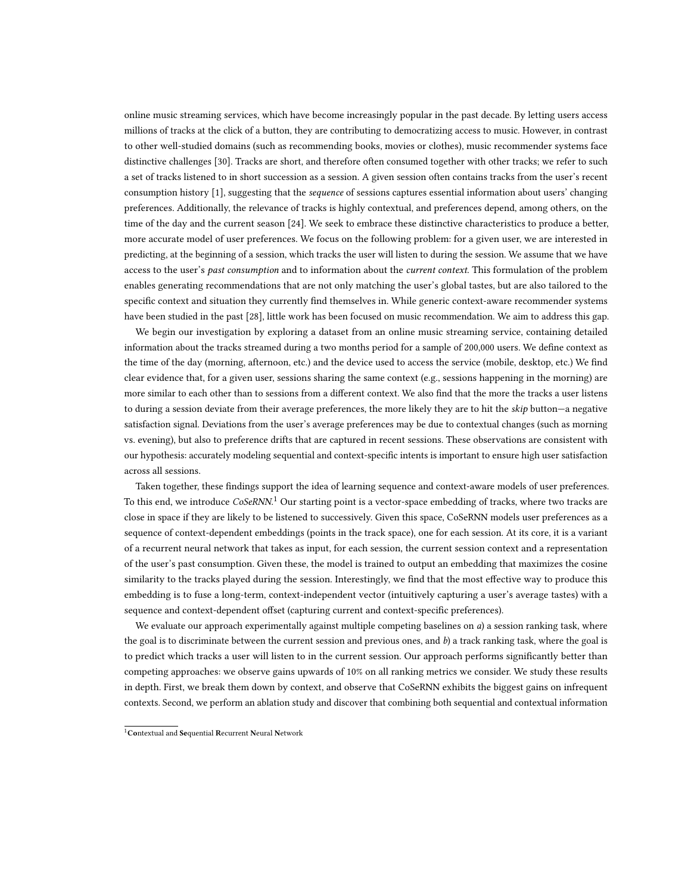online music streaming services, which have become increasingly popular in the past decade. By letting users access millions of tracks at the click of a button, they are contributing to democratizing access to music. However, in contrast to other well-studied domains (such as recommending books, movies or clothes), music recommender systems face distinctive challenges [30]. Tracks are short, and therefore often consumed together with other tracks; we refer to such a set of tracks listened to in short succession as a session. A given session often contains tracks from the user's recent consumption history [1], suggesting that the *sequence* of sessions captures essential information about users' changing preferences. Additionally, the relevance of tracks is highly contextual, and preferences depend, among others, on the time of the day and the current season [24]. We seek to embrace these distinctive characteristics to produce a better, more accurate model of user preferences. We focus on the following problem: for a given user, we are interested in predicting, at the beginning of a session, which tracks the user will listen to during the session. We assume that we have access to the user's *past consumption* and to information about the *current context*. This formulation of the problem enables generating recommendations that are not only matching the user's global tastes, but are also tailored to the specific context and situation they currently find themselves in. While generic context-aware recommender systems have been studied in the past [28], little work has been focused on music recommendation. We aim to address this gap.

We begin our investigation by exploring a dataset from an online music streaming service, containing detailed information about the tracks streamed during a two months period for a sample of 200,000 users. We define context as the time of the day (morning, afternoon, etc.) and the device used to access the service (mobile, desktop, etc.) We find clear evidence that, for a given user, sessions sharing the same context (e.g., sessions happening in the morning) are more similar to each other than to sessions from a different context. We also find that the more the tracks a user listens to during a session deviate from their average preferences, the more likely they are to hit the *skip* button—a negative satisfaction signal. Deviations from the user's average preferences may be due to contextual changes (such as morning vs. evening), but also to preference drifts that are captured in recent sessions. These observations are consistent with our hypothesis: accurately modeling sequential and context-specific intents is important to ensure high user satisfaction across all sessions.

Taken together, these findings support the idea of learning sequence and context-aware models of user preferences. To this end, we introduce *CoSeRNN*.[1] Our starting point is a vector-space embedding of tracks, where two tracks are close in space if they are likely to be listened to successively. Given this space, CoSeRNN models user preferences as a sequence of context-dependent embeddings (points in the track space), one for each session. At its core, it is a variant of a recurrent neural network that takes as input, for each session, the current session context and a representation of the user's past consumption. Given these, the model is trained to output an embedding that maximizes the cosine similarity to the tracks played during the session. Interestingly, we find that the most effective way to produce this embedding is to fuse a long-term, context-independent vector (intuitively capturing a user's average tastes) with a sequence and context-dependent offset (capturing current and context-specific preferences).

We evaluate our approach experimentally against multiple competing baselines on *a*) a session ranking task, where the goal is to discriminate between the current session and previous ones, and *b*) a track ranking task, where the goal is to predict which tracks a user will listen to in the current session. Our approach performs significantly better than competing approaches: we observe gains upwards of 10% on all ranking metrics we consider. We study these results in depth. First, we break them down by context, and observe that CoSeRNN exhibits the biggest gains on infrequent contexts. Second, we perform an ablation study and discover that combining both sequential and contextual information

[1] **Co**ntextual and **Se**quential **R**ecurrent **N**eural **N**etwork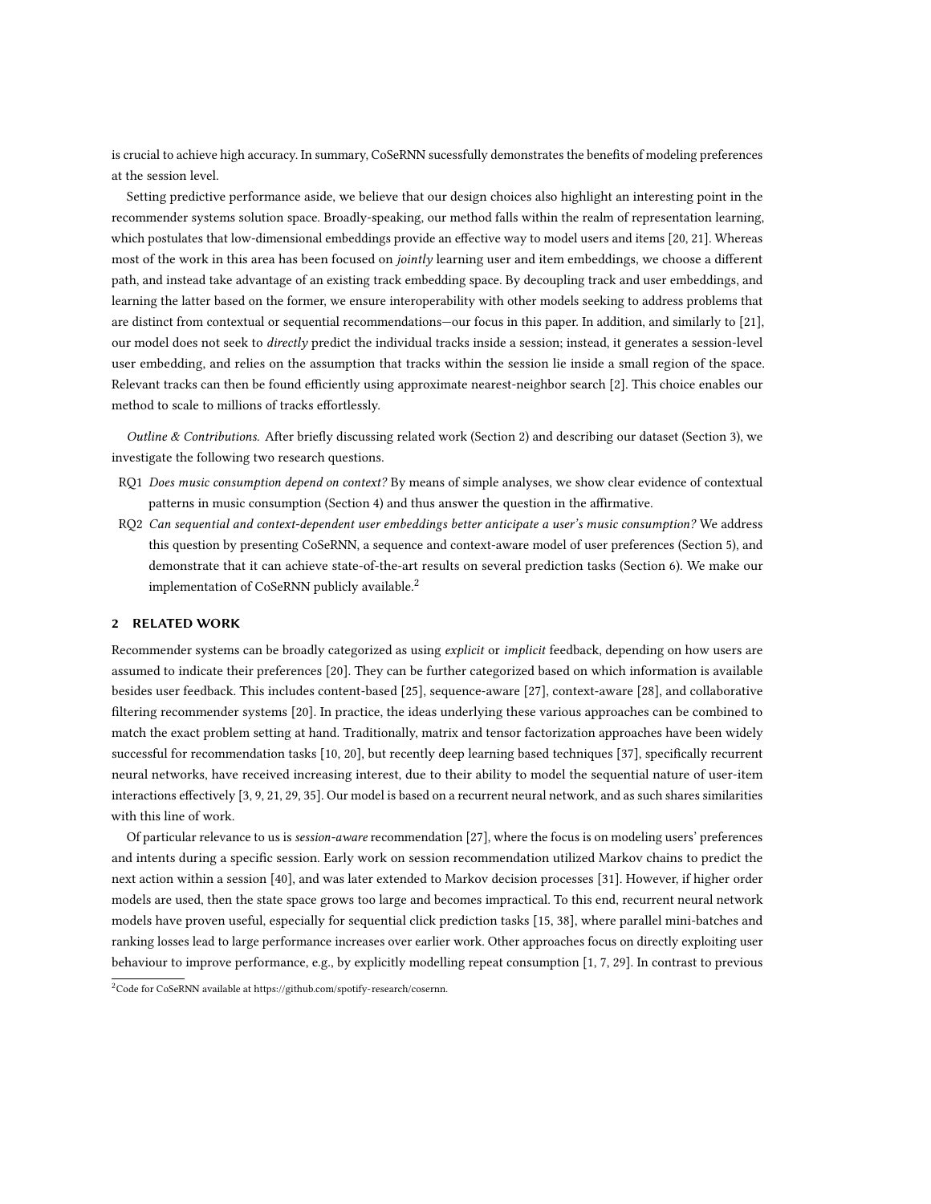is crucial to achieve high accuracy. In summary, CoSeRNN sucessfully demonstrates the benefits of modeling preferences at the session level.

Setting predictive performance aside, we believe that our design choices also highlight an interesting point in the recommender systems solution space. Broadly-speaking, our method falls within the realm of representation learning, which postulates that low-dimensional embeddings provide an effective way to model users and items [20, 21]. Whereas most of the work in this area has been focused on *jointly* learning user and item embeddings, we choose a different path, and instead take advantage of an existing track embedding space. By decoupling track and user embeddings, and learning the latter based on the former, we ensure interoperability with other models seeking to address problems that are distinct from contextual or sequential recommendations—our focus in this paper. In addition, and similarly to [21], our model does not seek to *directly* predict the individual tracks inside a session; instead, it generates a session-level user embedding, and relies on the assumption that tracks within the session lie inside a small region of the space. Relevant tracks can then be found efficiently using approximate nearest-neighbor search [2]. This choice enables our method to scale to millions of tracks effortlessly.

*Outline & Contributions.* After briefly discussing related work (Section 2) and describing our dataset (Section 3), we investigate the following two research questions.

- RQ1 *Does music consumption depend on context?* By means of simple analyses, we show clear evidence of contextual patterns in music consumption (Section 4) and thus answer the question in the affirmative.
- RQ2 *Can sequential and context-dependent user embeddings better anticipate a user's music consumption?* We address this question by presenting CoSeRNN, a sequence and context-aware model of user preferences (Section 5), and demonstrate that it can achieve state-of-the-art results on several prediction tasks (Section 6). We make our implementation of CoSeRNN publicly available.[2]

## 2 RELATED WORK

Recommender systems can be broadly categorized as using *explicit* or *implicit* feedback, depending on how users are assumed to indicate their preferences [20]. They can be further categorized based on which information is available besides user feedback. This includes content-based [25], sequence-aware [27], context-aware [28], and collaborative filtering recommender systems [20]. In practice, the ideas underlying these various approaches can be combined to match the exact problem setting at hand. Traditionally, matrix and tensor factorization approaches have been widely successful for recommendation tasks [10, 20], but recently deep learning based techniques [37], specifically recurrent neural networks, have received increasing interest, due to their ability to model the sequential nature of user-item interactions effectively [3, 9, 21, 29, 35]. Our model is based on a recurrent neural network, and as such shares similarities with this line of work.

Of particular relevance to us is *session-aware* recommendation [27], where the focus is on modeling users' preferences and intents during a specific session. Early work on session recommendation utilized Markov chains to predict the next action within a session [40], and was later extended to Markov decision processes [31]. However, if higher order models are used, then the state space grows too large and becomes impractical. To this end, recurrent neural network models have proven useful, especially for sequential click prediction tasks [15, 38], where parallel mini-batches and ranking losses lead to large performance increases over earlier work. Other approaches focus on directly exploiting user behaviour to improve performance, e.g., by explicitly modelling repeat consumption [1, 7, 29]. In contrast to previous

[2] Code for CoSeRNN available at https://github.com/spotify-research/cosernn.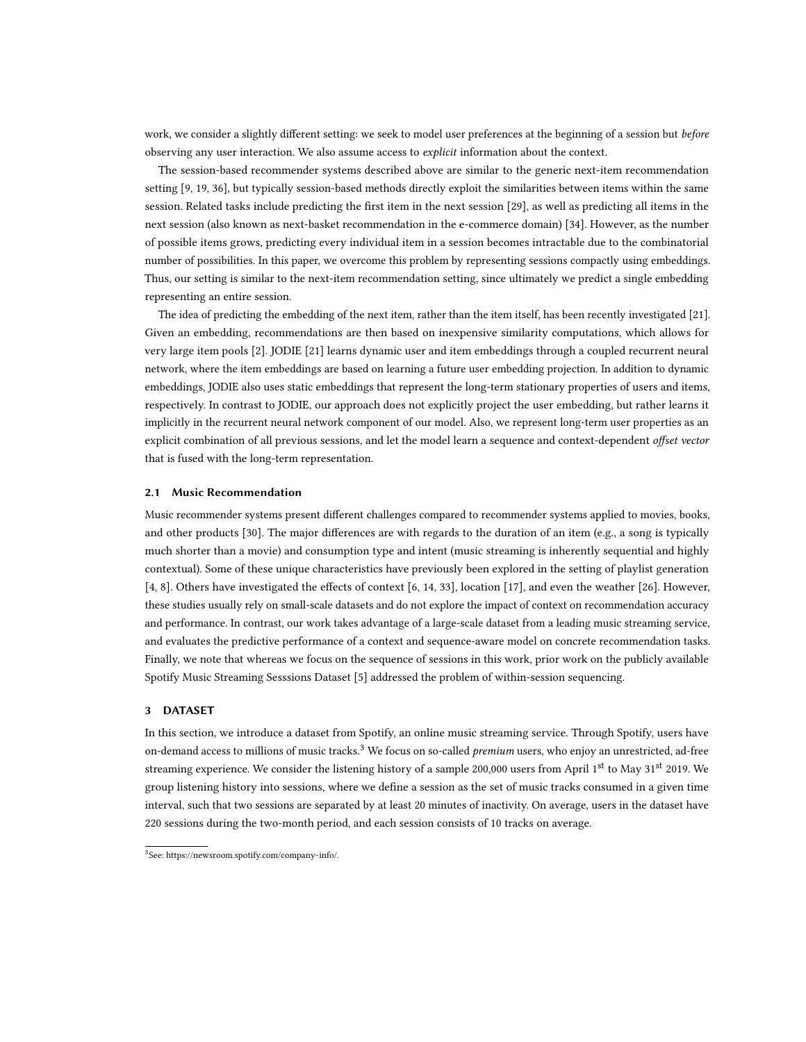work, we consider a slightly different setting: we seek to model user preferences at the beginning of a session but *before* observing any user interaction. We also assume access to *explicit* information about the context.

The session-based recommender systems described above are similar to the generic next-item recommendation setting [9, 19, 36], but typically session-based methods directly exploit the similarities between items within the same session. Related tasks include predicting the first item in the next session [29], as well as predicting all items in the next session (also known as next-basket recommendation in the e-commerce domain) [34]. However, as the number of possible items grows, predicting every individual item in a session becomes intractable due to the combinatorial number of possibilities. In this paper, we overcome this problem by representing sessions compactly using embeddings. Thus, our setting is similar to the next-item recommendation setting, since ultimately we predict a single embedding representing an entire session.

The idea of predicting the embedding of the next item, rather than the item itself, has been recently investigated [21]. Given an embedding, recommendations are then based on inexpensive similarity computations, which allows for very large item pools [2]. JODIE [21] learns dynamic user and item embeddings through a coupled recurrent neural network, where the item embeddings are based on learning a future user embedding projection. In addition to dynamic embeddings, JODIE also uses static embeddings that represent the long-term stationary properties of users and items, respectively. In contrast to JODIE, our approach does not explicitly project the user embedding, but rather learns it implicitly in the recurrent neural network component of our model. Also, we represent long-term user properties as an explicit combination of all previous sessions, and let the model learn a sequence and context-dependent *offset vector* that is fused with the long-term representation.

### 2.1 Music Recommendation

Music recommender systems present different challenges compared to recommender systems applied to movies, books, and other products [30]. The major differences are with regards to the duration of an item (e.g., a song is typically much shorter than a movie) and consumption type and intent (music streaming is inherently sequential and highly contextual). Some of these unique characteristics have previously been explored in the setting of playlist generation [4, 8]. Others have investigated the effects of context [6, 14, 33], location [17], and even the weather [26]. However, these studies usually rely on small-scale datasets and do not explore the impact of context on recommendation accuracy and performance. In contrast, our work takes advantage of a large-scale dataset from a leading music streaming service, and evaluates the predictive performance of a context and sequence-aware model on concrete recommendation tasks. Finally, we note that whereas we focus on the sequence of sessions in this work, prior work on the publicly available Spotify Music Streaming Sesssions Dataset [5] addressed the problem of within-session sequencing.

## 3 DATASET

In this section, we introduce a dataset from Spotify, an online music streaming service. Through Spotify, users have on-demand access to millions of music tracks.[3] We focus on so-called *premium* users, who enjoy an unrestricted, ad-free streaming experience. We consider the listening history of a sample 200,000 users from April 1st to May 31st 2019. We group listening history into sessions, where we define a session as the set of music tracks consumed in a given time interval, such that two sessions are separated by at least 20 minutes of inactivity. On average, users in the dataset have 220 sessions during the two-month period, and each session consists of 10 tracks on average.

[3] See: https://newsroom.spotify.com/company-info/.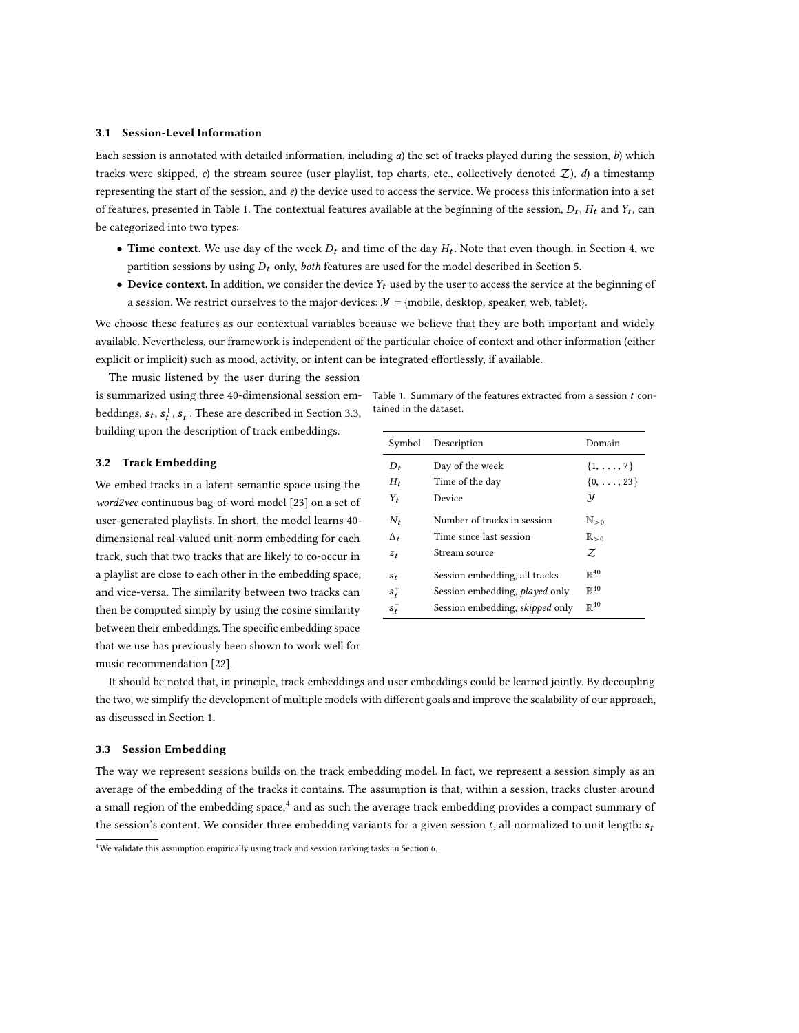### 3.1 Session-Level Information

Each session is annotated with detailed information, including *a*) the set of tracks played during the session, *b*) which tracks were skipped, *c*) the stream source (user playlist, top charts, etc., collectively denoted $\mathcal{Z}$), *d*) a timestamp representing the start of the session, and *e*) the device used to access the service. We process this information into a set of features, presented in Table 1. The contextual features available at the beginning of the session, $D_t$, $H_t$ and $Y_t$, can be categorized into two types:

- **Time context.** We use day of the week $D_t$ and time of the day $H_t$. Note that even though, in Section 4, we partition sessions by using $D_t$ only, *both* features are used for the model described in Section 5.
- **Device context.** In addition, we consider the device $Y_t$ used by the user to access the service at the beginning of a session. We restrict ourselves to the major devices: $\mathcal{Y}$ = {mobile, desktop, speaker, web, tablet}.

We choose these features as our contextual variables because we believe that they are both important and widely available. Nevertheless, our framework is independent of the particular choice of context and other information (either explicit or implicit) such as mood, activity, or intent can be integrated effortlessly, if available.

The music listened by the user during the session is summarized using three 40-dimensional session embeddings, $s_t$, $s_t^+$, $s_t^-$. These are described in Section 3.3, building upon the description of track embeddings.

Table 1. Summary of the features extracted from a session $t$ contained in the dataset.

| Symbol | Description | Domain |
|---|---|---|
| $D_t$ | Day of the week | $\{1, \ldots, 7\}$ |
| $H_t$ | Time of the day | $\{0, \ldots, 23\}$ |
| $Y_t$ | Device | $\mathcal{Y}$ |
| $N_t$ | Number of tracks in session | $\mathbb{N}_{>0}$ |
| $\Delta_t$ | Time since last session | $\mathbb{R}_{>0}$ |
| $z_t$ | Stream source | $\mathcal{Z}$ |
| $s_t$ | Session embedding, all tracks | $\mathbb{R}^{40}$ |
| $s_t^+$ | Session embedding, *played* only | $\mathbb{R}^{40}$ |
| $s_t^-$ | Session embedding, *skipped* only | $\mathbb{R}^{40}$ |

### 3.2 Track Embedding

We embed tracks in a latent semantic space using the *word2vec* continuous bag-of-word model [23] on a set of user-generated playlists. In short, the model learns 40-dimensional real-valued unit-norm embedding for each track, such that two tracks that are likely to co-occur in a playlist are close to each other in the embedding space, and vice-versa. The similarity between two tracks can then be computed simply by using the cosine similarity between their embeddings. The specific embedding space that we use has previously been shown to work well for music recommendation [22].

It should be noted that, in principle, track embeddings and user embeddings could be learned jointly. By decoupling the two, we simplify the development of multiple models with different goals and improve the scalability of our approach, as discussed in Section 1.

### 3.3 Session Embedding

The way we represent sessions builds on the track embedding model. In fact, we represent a session simply as an average of the embedding of the tracks it contains. The assumption is that, within a session, tracks cluster around a small region of the embedding space,[4] and as such the average track embedding provides a compact summary of the session's content. We consider three embedding variants for a given session $t$, all normalized to unit length: $s_t$

[4] We validate this assumption empirically using track and session ranking tasks in Section 6.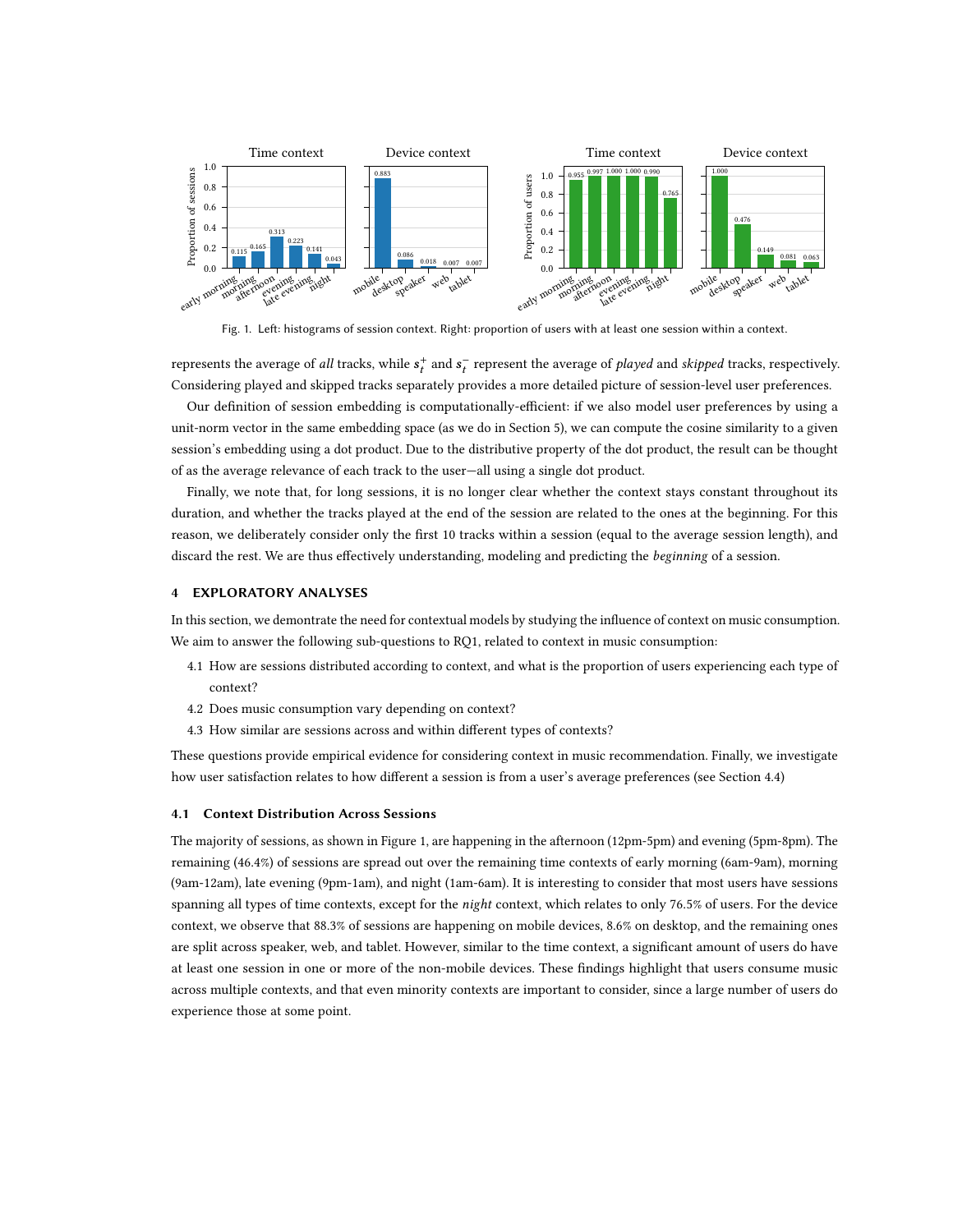Fig. 1. Left: histograms of session context. Right: proportion of users with at least one session within a context.

represents the average of *all* tracks, while $s_t^+$ and $s_t^-$ represent the average of *played* and *skipped* tracks, respectively. Considering played and skipped tracks separately provides a more detailed picture of session-level user preferences.

Our definition of session embedding is computationally-efficient: if we also model user preferences by using a unit-norm vector in the same embedding space (as we do in Section 5), we can compute the cosine similarity to a given session's embedding using a dot product. Due to the distributive property of the dot product, the result can be thought of as the average relevance of each track to the user—all using a single dot product.

Finally, we note that, for long sessions, it is no longer clear whether the context stays constant throughout its duration, and whether the tracks played at the end of the session are related to the ones at the beginning. For this reason, we deliberately consider only the first 10 tracks within a session (equal to the average session length), and discard the rest. We are thus effectively understanding, modeling and predicting the *beginning* of a session.

## 4 EXPLORATORY ANALYSES

In this section, we demontrate the need for contextual models by studying the influence of context on music consumption. We aim to answer the following sub-questions to RQ1, related to context in music consumption:

4.1 How are sessions distributed according to context, and what is the proportion of users experiencing each type of context?
4.2 Does music consumption vary depending on context?
4.3 How similar are sessions across and within different types of contexts?

These questions provide empirical evidence for considering context in music recommendation. Finally, we investigate how user satisfaction relates to how different a session is from a user's average preferences (see Section 4.4)

### 4.1 Context Distribution Across Sessions

The majority of sessions, as shown in Figure 1, are happening in the afternoon (12pm-5pm) and evening (5pm-8pm). The remaining (46.4%) of sessions are spread out over the remaining time contexts of early morning (6am-9am), morning (9am-12am), late evening (9pm-1am), and night (1am-6am). It is interesting to consider that most users have sessions spanning all types of time contexts, except for the *night* context, which relates to only 76.5% of users. For the device context, we observe that 88.3% of sessions are happening on mobile devices, 8.6% on desktop, and the remaining ones are split across speaker, web, and tablet. However, similar to the time context, a significant amount of users do have at least one session in one or more of the non-mobile devices. These findings highlight that users consume music across multiple contexts, and that even minority contexts are important to consider, since a large number of users do experience those at some point.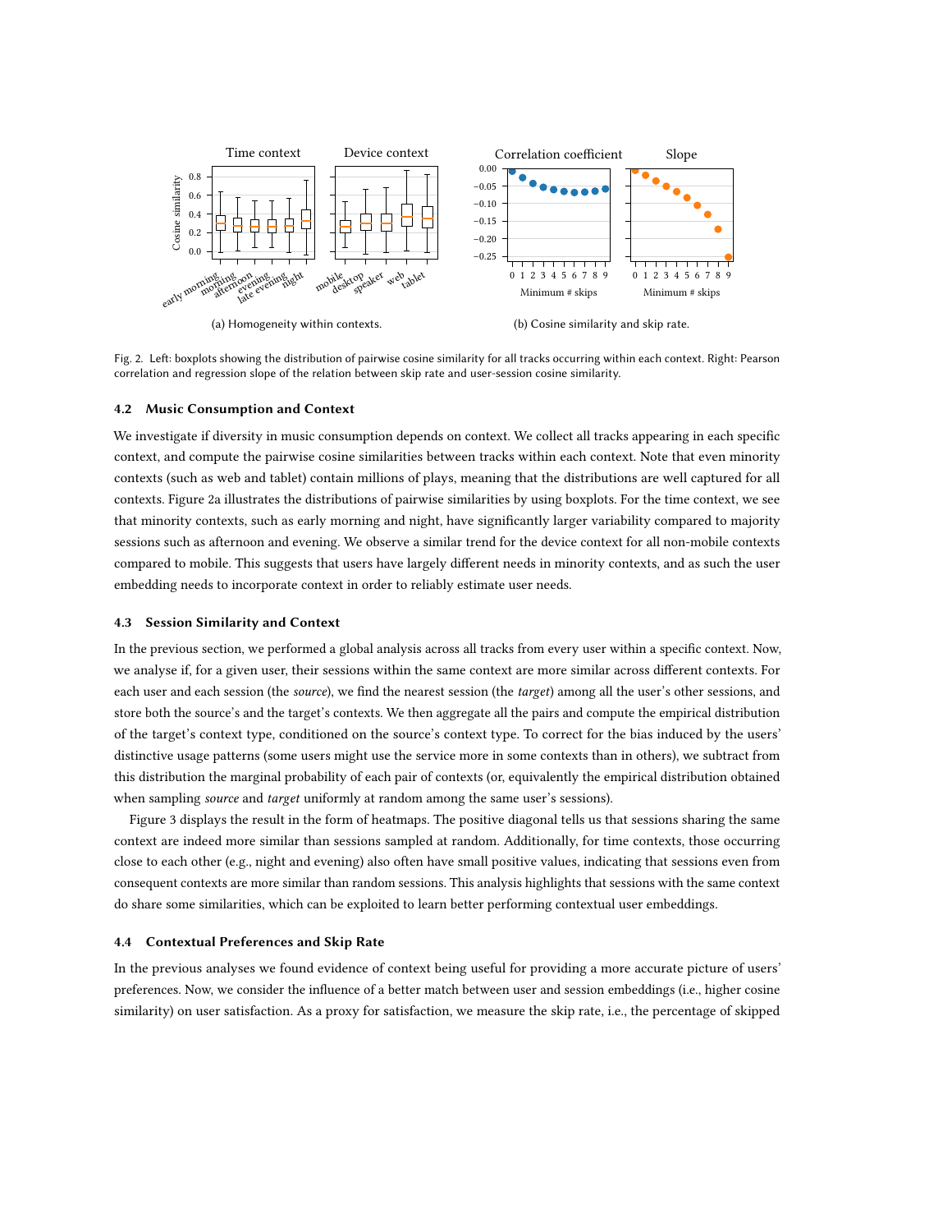(a) Homogeneity within contexts.

(b) Cosine similarity and skip rate.

Fig. 2. Left: boxplots showing the distribution of pairwise cosine similarity for all tracks occurring within each context. Right: Pearson correlation and regression slope of the relation between skip rate and user-session cosine similarity.

### 4.2 Music Consumption and Context

We investigate if diversity in music consumption depends on context. We collect all tracks appearing in each specific context, and compute the pairwise cosine similarities between tracks within each context. Note that even minority contexts (such as web and tablet) contain millions of plays, meaning that the distributions are well captured for all contexts. Figure 2a illustrates the distributions of pairwise similarities by using boxplots. For the time context, we see that minority contexts, such as early morning and night, have significantly larger variability compared to majority sessions such as afternoon and evening. We observe a similar trend for the device context for all non-mobile contexts compared to mobile. This suggests that users have largely different needs in minority contexts, and as such the user embedding needs to incorporate context in order to reliably estimate user needs.

### 4.3 Session Similarity and Context

In the previous section, we performed a global analysis across all tracks from every user within a specific context. Now, we analyse if, for a given user, their sessions within the same context are more similar across different contexts. For each user and each session (the *source*), we find the nearest session (the *target*) among all the user's other sessions, and store both the source's and the target's contexts. We then aggregate all the pairs and compute the empirical distribution of the target's context type, conditioned on the source's context type. To correct for the bias induced by the users' distinctive usage patterns (some users might use the service more in some contexts than in others), we subtract from this distribution the marginal probability of each pair of contexts (or, equivalently the empirical distribution obtained when sampling *source* and *target* uniformly at random among the same user's sessions).

Figure 3 displays the result in the form of heatmaps. The positive diagonal tells us that sessions sharing the same context are indeed more similar than sessions sampled at random. Additionally, for time contexts, those occurring close to each other (e.g., night and evening) also often have small positive values, indicating that sessions even from consequent contexts are more similar than random sessions. This analysis highlights that sessions with the same context do share some similarities, which can be exploited to learn better performing contextual user embeddings.

### 4.4 Contextual Preferences and Skip Rate

In the previous analyses we found evidence of context being useful for providing a more accurate picture of users' preferences. Now, we consider the influence of a better match between user and session embeddings (i.e., higher cosine similarity) on user satisfaction. As a proxy for satisfaction, we measure the skip rate, i.e., the percentage of skipped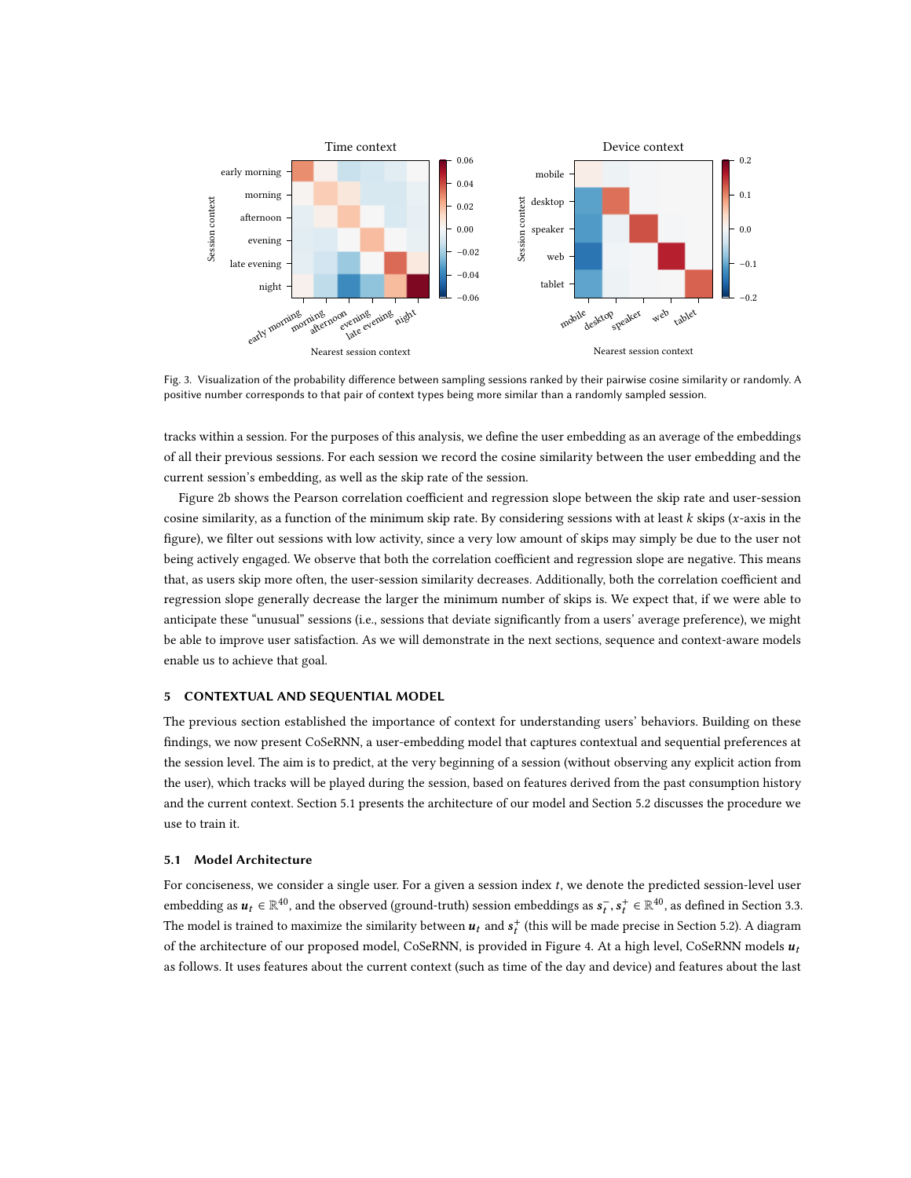Fig. 3. Visualization of the probability difference between sampling sessions ranked by their pairwise cosine similarity or randomly. A positive number corresponds to that pair of context types being more similar than a randomly sampled session.

tracks within a session. For the purposes of this analysis, we define the user embedding as an average of the embeddings of all their previous sessions. For each session we record the cosine similarity between the user embedding and the current session's embedding, as well as the skip rate of the session.

Figure 2b shows the Pearson correlation coefficient and regression slope between the skip rate and user-session cosine similarity, as a function of the minimum skip rate. By considering sessions with at least $k$ skips ($x$-axis in the figure), we filter out sessions with low activity, since a very low amount of skips may simply be due to the user not being actively engaged. We observe that both the correlation coefficient and regression slope are negative. This means that, as users skip more often, the user-session similarity decreases. Additionally, both the correlation coefficient and regression slope generally decrease the larger the minimum number of skips is. We expect that, if we were able to anticipate these "unusual" sessions (i.e., sessions that deviate significantly from a users' average preference), we might be able to improve user satisfaction. As we will demonstrate in the next sections, sequence and context-aware models enable us to achieve that goal.

## 5 CONTEXTUAL AND SEQUENTIAL MODEL

The previous section established the importance of context for understanding users' behaviors. Building on these findings, we now present CoSeRNN, a user-embedding model that captures contextual and sequential preferences at the session level. The aim is to predict, at the very beginning of a session (without observing any explicit action from the user), which tracks will be played during the session, based on features derived from the past consumption history and the current context. Section 5.1 presents the architecture of our model and Section 5.2 discusses the procedure we use to train it.

### 5.1 Model Architecture

For conciseness, we consider a single user. For a given a session index $t$, we denote the predicted session-level user embedding as $\boldsymbol{u}_t \in \mathbb{R}^{40}$, and the observed (ground-truth) session embeddings as $\boldsymbol{s}_t^-, \boldsymbol{s}_t^+ \in \mathbb{R}^{40}$, as defined in Section 3.3. The model is trained to maximize the similarity between $\boldsymbol{u}_t$ and $\boldsymbol{s}_t^+$ (this will be made precise in Section 5.2). A diagram of the architecture of our proposed model, CoSeRNN, is provided in Figure 4. At a high level, CoSeRNN models $\boldsymbol{u}_t$ as follows. It uses features about the current context (such as time of the day and device) and features about the last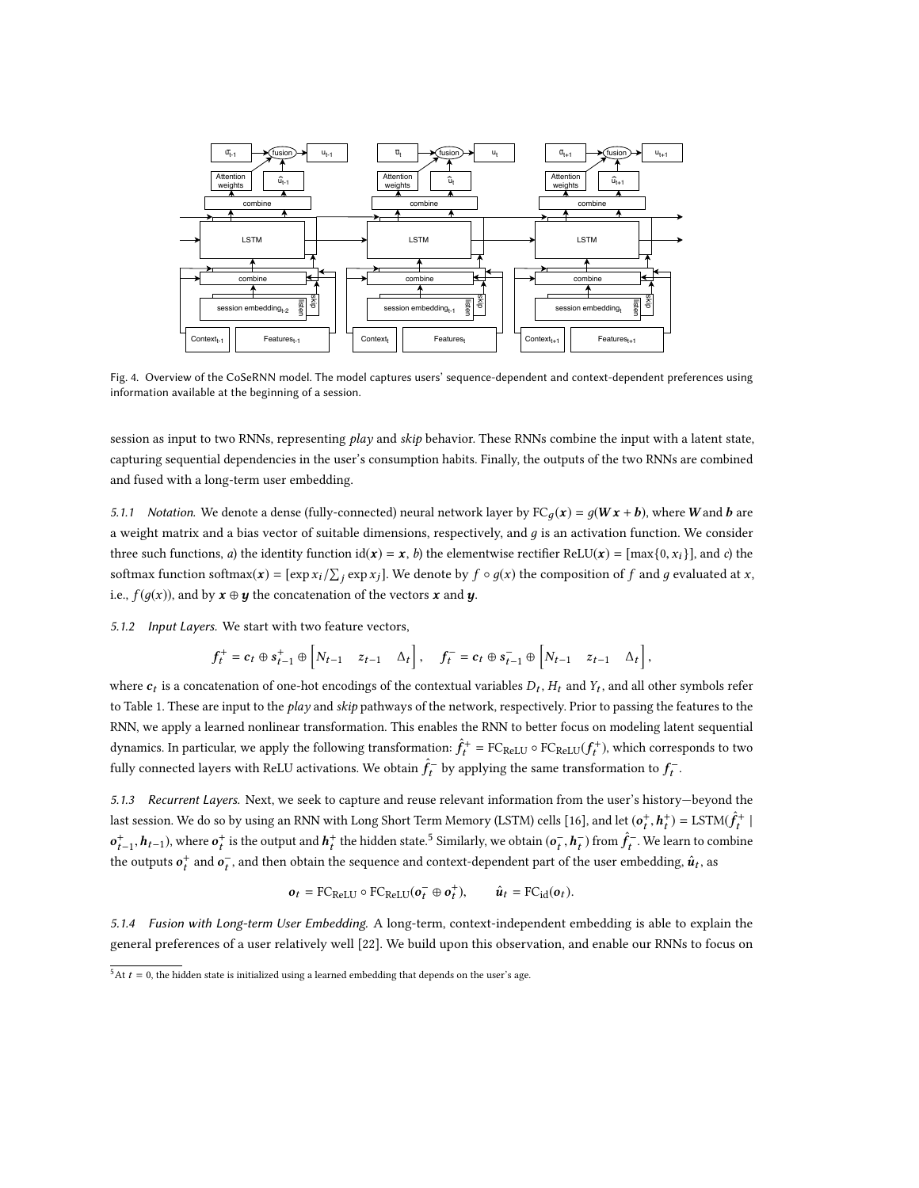Fig. 4. Overview of the CoSeRNN model. The model captures users' sequence-dependent and context-dependent preferences using information available at the beginning of a session.

session as input to two RNNs, representing *play* and *skip* behavior. These RNNs combine the input with a latent state, capturing sequential dependencies in the user's consumption habits. Finally, the outputs of the two RNNs are combined and fused with a long-term user embedding.

*5.1.1 Notation.* We denote a dense (fully-connected) neural network layer by $\mathrm{FC}_g(\boldsymbol{x}) = g(\boldsymbol{W}\boldsymbol{x} + \boldsymbol{b})$, where $\boldsymbol{W}$ and $\boldsymbol{b}$ are a weight matrix and a bias vector of suitable dimensions, respectively, and $g$ is an activation function. We consider three such functions, *a*) the identity function $\mathrm{id}(\boldsymbol{x}) = \boldsymbol{x}$, *b*) the elementwise rectifier $\mathrm{ReLU}(\boldsymbol{x}) = [\max\{0, x_i\}]$, and *c*) the softmax function $\mathrm{softmax}(\boldsymbol{x}) = [\exp x_i / \sum_j \exp x_j]$. We denote by $f \circ g(x)$ the composition of $f$ and $g$ evaluated at $x$, i.e., $f(g(x))$, and by $\boldsymbol{x} \oplus \boldsymbol{y}$ the concatenation of the vectors $\boldsymbol{x}$ and $\boldsymbol{y}$.

*5.1.2 Input Layers.* We start with two feature vectors,

$$\boldsymbol{f}_t^+ = \boldsymbol{c}_t \oplus \boldsymbol{s}_{t-1}^+ \oplus \begin{bmatrix} N_{t-1} & z_{t-1} & \Delta_t \end{bmatrix}, \quad \boldsymbol{f}_t^- = \boldsymbol{c}_t \oplus \boldsymbol{s}_{t-1}^- \oplus \begin{bmatrix} N_{t-1} & z_{t-1} & \Delta_t \end{bmatrix},$$

where $\boldsymbol{c}_t$ is a concatenation of one-hot encodings of the contextual variables $D_t$, $H_t$ and $Y_t$, and all other symbols refer to Table 1. These are input to the *play* and *skip* pathways of the network, respectively. Prior to passing the features to the RNN, we apply a learned nonlinear transformation. This enables the RNN to better focus on modeling latent sequential dynamics. In particular, we apply the following transformation: $\hat{\boldsymbol{f}}_t^+ = \mathrm{FC}_{\mathrm{ReLU}} \circ \mathrm{FC}_{\mathrm{ReLU}}(\boldsymbol{f}_t^+)$, which corresponds to two fully connected layers with ReLU activations. We obtain $\hat{\boldsymbol{f}}_t^-$ by applying the same transformation to $\boldsymbol{f}_t^-$.

*5.1.3 Recurrent Layers.* Next, we seek to capture and reuse relevant information from the user's history—beyond the last session. We do so by using an RNN with Long Short Term Memory (LSTM) cells [16], and let $(\boldsymbol{o}_t^+, \boldsymbol{h}_t^+) = \mathrm{LSTM}(\hat{\boldsymbol{f}}_t^+ \mid \boldsymbol{o}_{t-1}^+, \boldsymbol{h}_{t-1})$, where $\boldsymbol{o}_t^+$ is the output and $\boldsymbol{h}_t^+$ the hidden state.[5] Similarly, we obtain $(\boldsymbol{o}_t^-, \boldsymbol{h}_t^-)$ from $\hat{\boldsymbol{f}}_t^-$. We learn to combine the outputs $\boldsymbol{o}_t^+$ and $\boldsymbol{o}_t^-$, and then obtain the sequence and context-dependent part of the user embedding, $\hat{\boldsymbol{u}}_t$, as

$$\boldsymbol{o}_t = \mathrm{FC}_{\mathrm{ReLU}} \circ \mathrm{FC}_{\mathrm{ReLU}}(\boldsymbol{o}_t^- \oplus \boldsymbol{o}_t^+), \qquad \hat{\boldsymbol{u}}_t = \mathrm{FC}_{\mathrm{id}}(\boldsymbol{o}_t).$$

*5.1.4 Fusion with Long-term User Embedding.* A long-term, context-independent embedding is able to explain the general preferences of a user relatively well [22]. We build upon this observation, and enable our RNNs to focus on

[5] At $t = 0$, the hidden state is initialized using a learned embedding that depends on the user's age.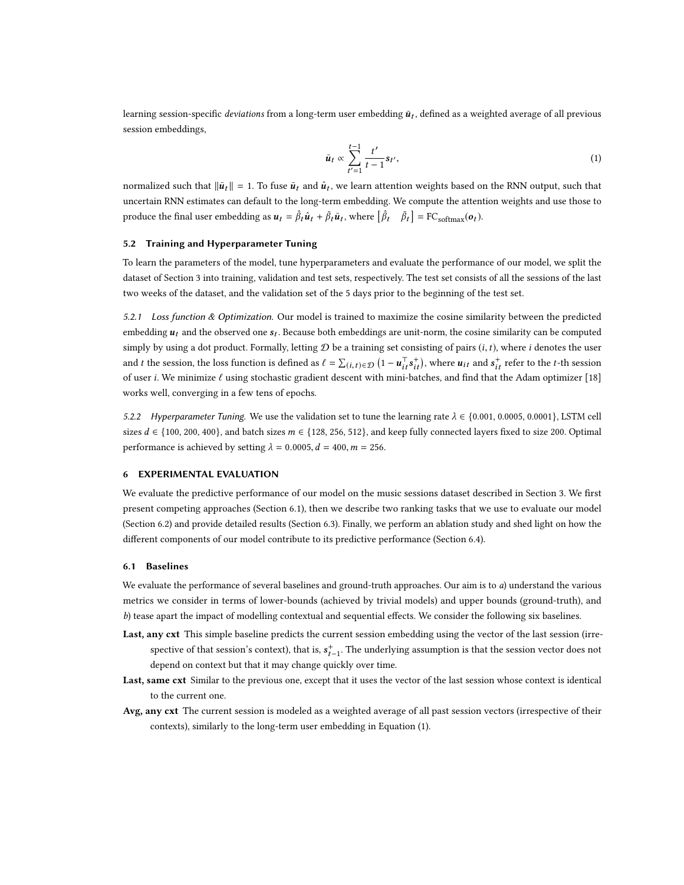learning session-specific *deviations* from a long-term user embedding $\bar{\boldsymbol{u}}_t$, defined as a weighted average of all previous session embeddings,

$$\bar{\boldsymbol{u}}_t \propto \sum_{t'=1}^{t-1} \frac{t'}{t-1} \boldsymbol{s}_{t'}, \tag{1}$$

normalized such that $\|\bar{\boldsymbol{u}}_t\| = 1$. To fuse $\bar{\boldsymbol{u}}_t$ and $\hat{\boldsymbol{u}}_t$, we learn attention weights based on the RNN output, such that uncertain RNN estimates can default to the long-term embedding. We compute the attention weights and use those to produce the final user embedding as $\boldsymbol{u}_t = \hat{\beta}_t \hat{\boldsymbol{u}}_t + \bar{\beta}_t \bar{\boldsymbol{u}}_t$, where $\begin{bmatrix} \hat{\beta}_t & \bar{\beta}_t \end{bmatrix} = \text{FC}_{\text{softmax}}(\boldsymbol{o}_t)$.

### 5.2 Training and Hyperparameter Tuning

To learn the parameters of the model, tune hyperparameters and evaluate the performance of our model, we split the dataset of Section 3 into training, validation and test sets, respectively. The test set consists of all the sessions of the last two weeks of the dataset, and the validation set of the 5 days prior to the beginning of the test set.

*5.2.1 Loss function & Optimization.* Our model is trained to maximize the cosine similarity between the predicted embedding $\boldsymbol{u}_t$ and the observed one $\boldsymbol{s}_t$. Because both embeddings are unit-norm, the cosine similarity can be computed simply by using a dot product. Formally, letting $\mathcal{D}$ be a training set consisting of pairs $(i, t)$, where $i$ denotes the user and $t$ the session, the loss function is defined as $\ell = \sum_{(i,t)\in\mathcal{D}} \left(1 - \boldsymbol{u}_{it}^\top \boldsymbol{s}_{it}^+\right)$, where $\boldsymbol{u}_{it}$ and $\boldsymbol{s}_{it}^+$ refer to the $t$-th session of user $i$. We minimize $\ell$ using stochastic gradient descent with mini-batches, and find that the Adam optimizer [18] works well, converging in a few tens of epochs.

*5.2.2 Hyperparameter Tuning.* We use the validation set to tune the learning rate $\lambda \in \{0.001, 0.0005, 0.0001\}$, LSTM cell sizes $d \in \{100, 200, 400\}$, and batch sizes $m \in \{128, 256, 512\}$, and keep fully connected layers fixed to size 200. Optimal performance is achieved by setting $\lambda = 0.0005, d = 400, m = 256$.

## 6 EXPERIMENTAL EVALUATION

We evaluate the predictive performance of our model on the music sessions dataset described in Section 3. We first present competing approaches (Section 6.1), then we describe two ranking tasks that we use to evaluate our model (Section 6.2) and provide detailed results (Section 6.3). Finally, we perform an ablation study and shed light on how the different components of our model contribute to its predictive performance (Section 6.4).

### 6.1 Baselines

We evaluate the performance of several baselines and ground-truth approaches. Our aim is to *a*) understand the various metrics we consider in terms of lower-bounds (achieved by trivial models) and upper bounds (ground-truth), and *b*) tease apart the impact of modelling contextual and sequential effects. We consider the following six baselines.

**Last, any cxt** This simple baseline predicts the current session embedding using the vector of the last session (irrespective of that session's context), that is, $\boldsymbol{s}_{t-1}^+$. The underlying assumption is that the session vector does not depend on context but that it may change quickly over time.

**Last, same cxt** Similar to the previous one, except that it uses the vector of the last session whose context is identical to the current one.

**Avg, any cxt** The current session is modeled as a weighted average of all past session vectors (irrespective of their contexts), similarly to the long-term user embedding in Equation (1).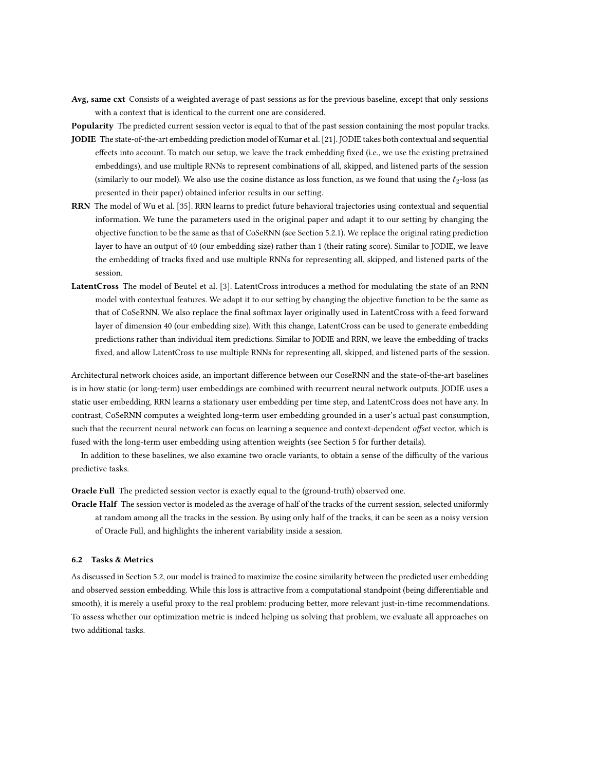**Avg, same cxt** Consists of a weighted average of past sessions as for the previous baseline, except that only sessions with a context that is identical to the current one are considered.

**Popularity** The predicted current session vector is equal to that of the past session containing the most popular tracks.

**JODIE** The state-of-the-art embedding prediction model of Kumar et al. [21]. JODIE takes both contextual and sequential effects into account. To match our setup, we leave the track embedding fixed (i.e., we use the existing pretrained embeddings), and use multiple RNNs to represent combinations of all, skipped, and listened parts of the session (similarly to our model). We also use the cosine distance as loss function, as we found that using the $\ell_2$-loss (as presented in their paper) obtained inferior results in our setting.

**RRN** The model of Wu et al. [35]. RRN learns to predict future behavioral trajectories using contextual and sequential information. We tune the parameters used in the original paper and adapt it to our setting by changing the objective function to be the same as that of CoSeRNN (see Section 5.2.1). We replace the original rating prediction layer to have an output of 40 (our embedding size) rather than 1 (their rating score). Similar to JODIE, we leave the embedding of tracks fixed and use multiple RNNs for representing all, skipped, and listened parts of the session.

**LatentCross** The model of Beutel et al. [3]. LatentCross introduces a method for modulating the state of an RNN model with contextual features. We adapt it to our setting by changing the objective function to be the same as that of CoSeRNN. We also replace the final softmax layer originally used in LatentCross with a feed forward layer of dimension 40 (our embedding size). With this change, LatentCross can be used to generate embedding predictions rather than individual item predictions. Similar to JODIE and RRN, we leave the embedding of tracks fixed, and allow LatentCross to use multiple RNNs for representing all, skipped, and listened parts of the session.

Architectural network choices aside, an important difference between our CoseRNN and the state-of-the-art baselines is in how static (or long-term) user embeddings are combined with recurrent neural network outputs. JODIE uses a static user embedding, RRN learns a stationary user embedding per time step, and LatentCross does not have any. In contrast, CoSeRNN computes a weighted long-term user embedding grounded in a user's actual past consumption, such that the recurrent neural network can focus on learning a sequence and context-dependent *offset* vector, which is fused with the long-term user embedding using attention weights (see Section 5 for further details).

In addition to these baselines, we also examine two oracle variants, to obtain a sense of the difficulty of the various predictive tasks.

**Oracle Full** The predicted session vector is exactly equal to the (ground-truth) observed one.

**Oracle Half** The session vector is modeled as the average of half of the tracks of the current session, selected uniformly at random among all the tracks in the session. By using only half of the tracks, it can be seen as a noisy version of Oracle Full, and highlights the inherent variability inside a session.

### 6.2 Tasks & Metrics

As discussed in Section 5.2, our model is trained to maximize the cosine similarity between the predicted user embedding and observed session embedding. While this loss is attractive from a computational standpoint (being differentiable and smooth), it is merely a useful proxy to the real problem: producing better, more relevant just-in-time recommendations. To assess whether our optimization metric is indeed helping us solving that problem, we evaluate all approaches on two additional tasks.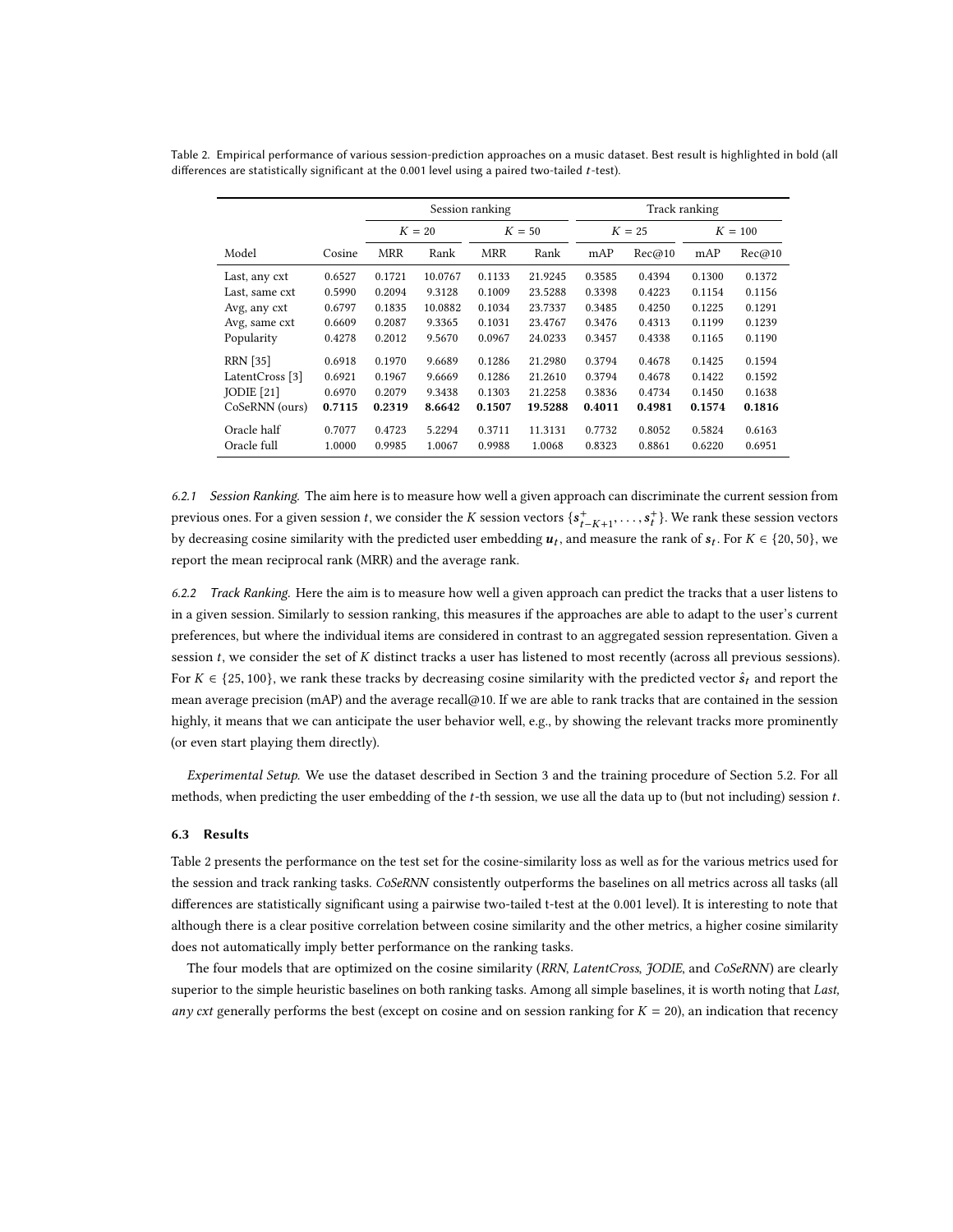Table 2. Empirical performance of various session-prediction approaches on a music dataset. Best result is highlighted in bold (all differences are statistically significant at the 0.001 level using a paired two-tailed $t$-test).

| | | Session ranking | | | | Track ranking | | | |
|---|---|---|---|---|---|---|---|---|---|
| | | $K = 20$ | | $K = 50$ | | $K = 25$ | | $K = 100$ | |
| Model | Cosine | MRR | Rank | MRR | Rank | mAP | Rec@10 | mAP | Rec@10 |
| Last, any cxt | 0.6527 | 0.1721 | 10.0767 | 0.1133 | 21.9245 | 0.3585 | 0.4394 | 0.1300 | 0.1372 |
| Last, same cxt | 0.5990 | 0.2094 | 9.3128 | 0.1009 | 23.5288 | 0.3398 | 0.4223 | 0.1154 | 0.1156 |
| Avg, any cxt | 0.6797 | 0.1835 | 10.0882 | 0.1034 | 23.7337 | 0.3485 | 0.4250 | 0.1225 | 0.1291 |
| Avg, same cxt | 0.6609 | 0.2087 | 9.3365 | 0.1031 | 23.4767 | 0.3476 | 0.4313 | 0.1199 | 0.1239 |
| Popularity | 0.4278 | 0.2012 | 9.5670 | 0.0967 | 24.0233 | 0.3457 | 0.4338 | 0.1165 | 0.1190 |
| RRN [35] | 0.6918 | 0.1970 | 9.6689 | 0.1286 | 21.2980 | 0.3794 | 0.4678 | 0.1425 | 0.1594 |
| LatentCross [3] | 0.6921 | 0.1967 | 9.6669 | 0.1286 | 21.2610 | 0.3794 | 0.4678 | 0.1422 | 0.1592 |
| JODIE [21] | 0.6970 | 0.2079 | 9.3438 | 0.1303 | 21.2258 | 0.3836 | 0.4734 | 0.1450 | 0.1638 |
| CoSeRNN (ours) | **0.7115** | **0.2319** | **8.6642** | **0.1507** | **19.5288** | **0.4011** | **0.4981** | **0.1574** | **0.1816** |
| Oracle half | 0.7077 | 0.4723 | 5.2294 | 0.3711 | 11.3131 | 0.7732 | 0.8052 | 0.5824 | 0.6163 |
| Oracle full | 1.0000 | 0.9985 | 1.0067 | 0.9988 | 1.0068 | 0.8323 | 0.8861 | 0.6220 | 0.6951 |

*6.2.1 Session Ranking.* The aim here is to measure how well a given approach can discriminate the current session from previous ones. For a given session $t$, we consider the $K$ session vectors $\{s^+_{t-K+1}, \ldots, s^+_t\}$. We rank these session vectors by decreasing cosine similarity with the predicted user embedding $u_t$, and measure the rank of $s_t$. For $K \in \{20, 50\}$, we report the mean reciprocal rank (MRR) and the average rank.

*6.2.2 Track Ranking.* Here the aim is to measure how well a given approach can predict the tracks that a user listens to in a given session. Similarly to session ranking, this measures if the approaches are able to adapt to the user's current preferences, but where the individual items are considered in contrast to an aggregated session representation. Given a session $t$, we consider the set of $K$ distinct tracks a user has listened to most recently (across all previous sessions). For $K \in \{25, 100\}$, we rank these tracks by decreasing cosine similarity with the predicted vector $\hat{s}_t$ and report the mean average precision (mAP) and the average recall@10. If we are able to rank tracks that are contained in the session highly, it means that we can anticipate the user behavior well, e.g., by showing the relevant tracks more prominently (or even start playing them directly).

*Experimental Setup.* We use the dataset described in Section 3 and the training procedure of Section 5.2. For all methods, when predicting the user embedding of the $t$-th session, we use all the data up to (but not including) session $t$.

### 6.3 Results

Table 2 presents the performance on the test set for the cosine-similarity loss as well as for the various metrics used for the session and track ranking tasks. *CoSeRNN* consistently outperforms the baselines on all metrics across all tasks (all differences are statistically significant using a pairwise two-tailed t-test at the 0.001 level). It is interesting to note that although there is a clear positive correlation between cosine similarity and the other metrics, a higher cosine similarity does not automatically imply better performance on the ranking tasks.

The four models that are optimized on the cosine similarity (*RRN*, *LatentCross*, *JODIE*, and *CoSeRNN*) are clearly superior to the simple heuristic baselines on both ranking tasks. Among all simple baselines, it is worth noting that *Last, any cxt* generally performs the best (except on cosine and on session ranking for $K = 20$), an indication that recency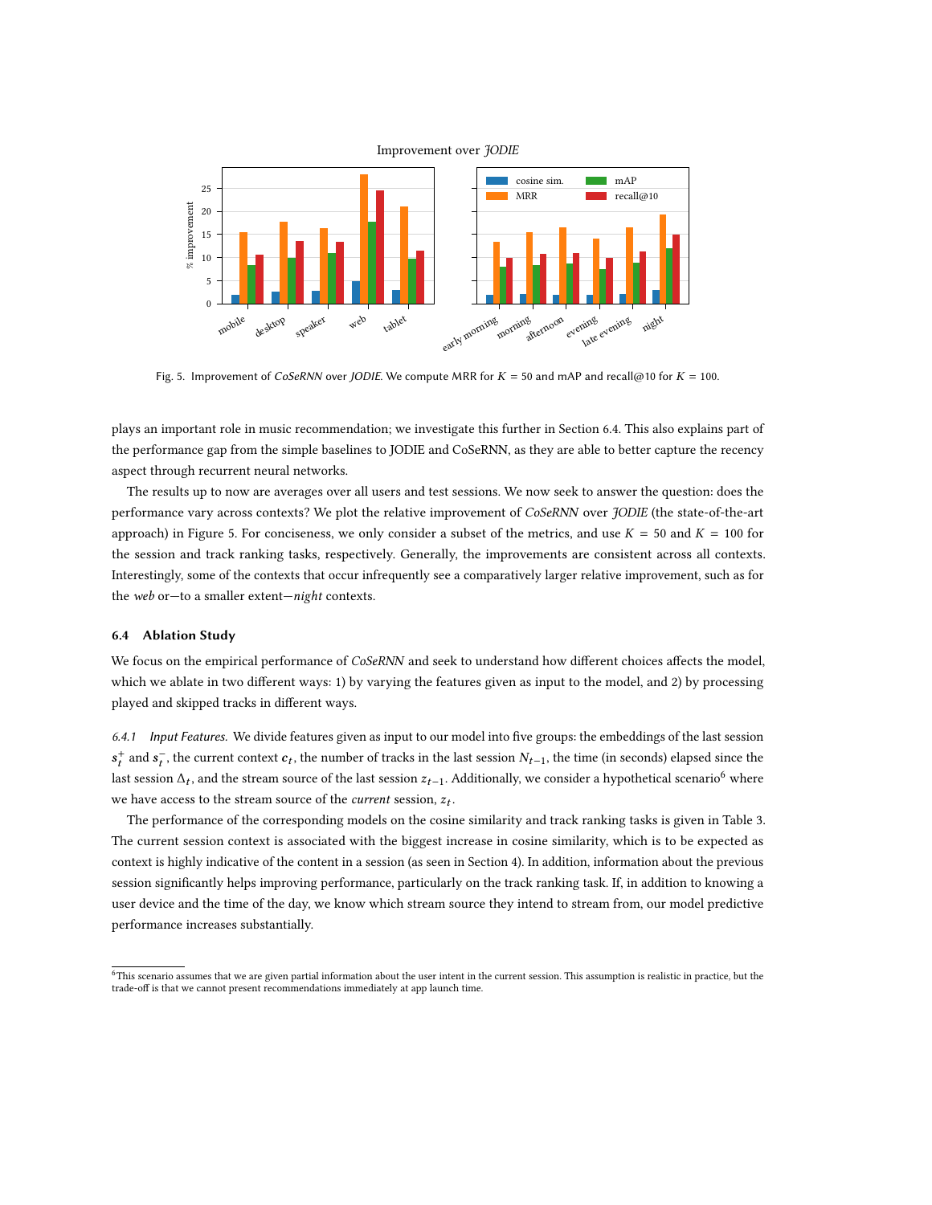Fig. 5. Improvement of *CoSeRNN* over *JODIE*. We compute MRR for $K = 50$ and mAP and recall@10 for $K = 100$.

plays an important role in music recommendation; we investigate this further in Section 6.4. This also explains part of the performance gap from the simple baselines to JODIE and CoSeRNN, as they are able to better capture the recency aspect through recurrent neural networks.

The results up to now are averages over all users and test sessions. We now seek to answer the question: does the performance vary across contexts? We plot the relative improvement of *CoSeRNN* over *JODIE* (the state-of-the-art approach) in Figure 5. For conciseness, we only consider a subset of the metrics, and use $K = 50$ and $K = 100$ for the session and track ranking tasks, respectively. Generally, the improvements are consistent across all contexts. Interestingly, some of the contexts that occur infrequently see a comparatively larger relative improvement, such as for the *web* or—to a smaller extent—*night* contexts.

### 6.4 Ablation Study

We focus on the empirical performance of *CoSeRNN* and seek to understand how different choices affects the model, which we ablate in two different ways: 1) by varying the features given as input to the model, and 2) by processing played and skipped tracks in different ways.

#### 6.4.1 *Input Features.*

We divide features given as input to our model into five groups: the embeddings of the last session $\boldsymbol{s}_t^+$ and $\boldsymbol{s}_t^-$, the current context $\boldsymbol{c}_t$, the number of tracks in the last session $N_{t-1}$, the time (in seconds) elapsed since the last session $\Delta_t$, and the stream source of the last session $z_{t-1}$. Additionally, we consider a hypothetical scenario[6] where we have access to the stream source of the *current* session, $z_t$.

The performance of the corresponding models on the cosine similarity and track ranking tasks is given in Table 3. The current session context is associated with the biggest increase in cosine similarity, which is to be expected as context is highly indicative of the content in a session (as seen in Section 4). In addition, information about the previous session significantly helps improving performance, particularly on the track ranking task. If, in addition to knowing a user device and the time of the day, we know which stream source they intend to stream from, our model predictive performance increases substantially.

[6] This scenario assumes that we are given partial information about the user intent in the current session. This assumption is realistic in practice, but the trade-off is that we cannot present recommendations immediately at app launch time.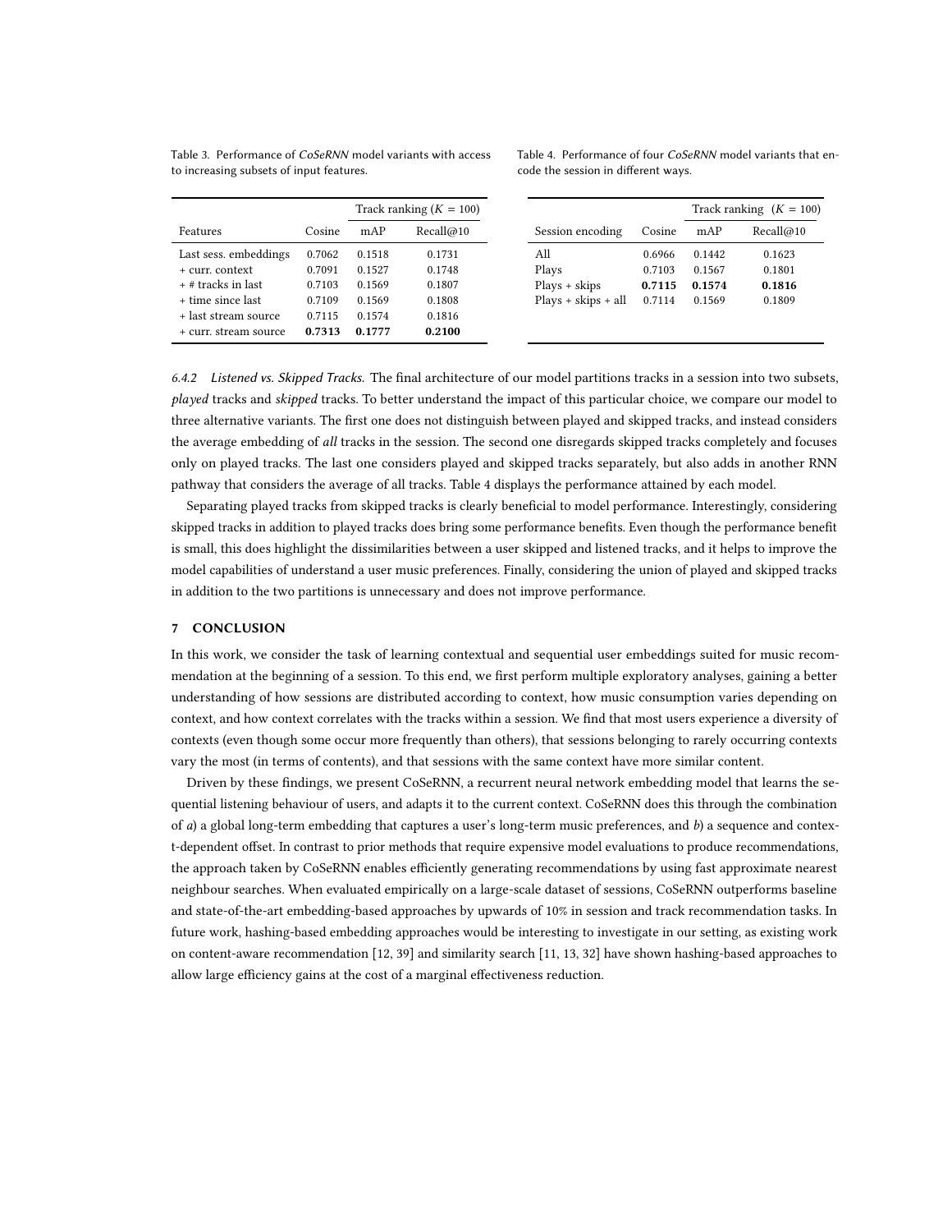Table 3. Performance of *CoSeRNN* model variants with access to increasing subsets of input features.

| | | Track ranking ($K = 100$) | |
|---|---|---|---|
| Features | Cosine | mAP | Recall@10 |
| Last sess. embeddings | 0.7062 | 0.1518 | 0.1731 |
| + curr. context | 0.7091 | 0.1527 | 0.1748 |
| + # tracks in last | 0.7103 | 0.1569 | 0.1807 |
| + time since last | 0.7109 | 0.1569 | 0.1808 |
| + last stream source | 0.7115 | 0.1574 | 0.1816 |
| + curr. stream source | **0.7313** | **0.1777** | **0.2100** |

Table 4. Performance of four *CoSeRNN* model variants that encode the session in different ways.

| | | Track ranking ($K = 100$) | |
|---|---|---|---|
| Session encoding | Cosine | mAP | Recall@10 |
| All | 0.6966 | 0.1442 | 0.1623 |
| Plays | 0.7103 | 0.1567 | 0.1801 |
| Plays + skips | **0.7115** | **0.1574** | **0.1816** |
| Plays + skips + all | 0.7114 | 0.1569 | 0.1809 |

#### 6.4.2 *Listened vs. Skipped Tracks.*

The final architecture of our model partitions tracks in a session into two subsets, *played* tracks and *skipped* tracks. To better understand the impact of this particular choice, we compare our model to three alternative variants. The first one does not distinguish between played and skipped tracks, and instead considers the average embedding of *all* tracks in the session. The second one disregards skipped tracks completely and focuses only on played tracks. The last one considers played and skipped tracks separately, but also adds in another RNN pathway that considers the average of all tracks. Table 4 displays the performance attained by each model.

Separating played tracks from skipped tracks is clearly beneficial to model performance. Interestingly, considering skipped tracks in addition to played tracks does bring some performance benefits. Even though the performance benefit is small, this does highlight the dissimilarities between a user skipped and listened tracks, and it helps to improve the model capabilities of understand a user music preferences. Finally, considering the union of played and skipped tracks in addition to the two partitions is unnecessary and does not improve performance.

## 7 CONCLUSION

In this work, we consider the task of learning contextual and sequential user embeddings suited for music recommendation at the beginning of a session. To this end, we first perform multiple exploratory analyses, gaining a better understanding of how sessions are distributed according to context, how music consumption varies depending on context, and how context correlates with the tracks within a session. We find that most users experience a diversity of contexts (even though some occur more frequently than others), that sessions belonging to rarely occurring contexts vary the most (in terms of contents), and that sessions with the same context have more similar content.

Driven by these findings, we present CoSeRNN, a recurrent neural network embedding model that learns the sequential listening behaviour of users, and adapts it to the current context. CoSeRNN does this through the combination of *a*) a global long-term embedding that captures a user's long-term music preferences, and *b*) a sequence and context-dependent offset. In contrast to prior methods that require expensive model evaluations to produce recommendations, the approach taken by CoSeRNN enables efficiently generating recommendations by using fast approximate nearest neighbour searches. When evaluated empirically on a large-scale dataset of sessions, CoSeRNN outperforms baseline and state-of-the-art embedding-based approaches by upwards of 10% in session and track recommendation tasks. In future work, hashing-based embedding approaches would be interesting to investigate in our setting, as existing work on content-aware recommendation [12, 39] and similarity search [11, 13, 32] have shown hashing-based approaches to allow large efficiency gains at the cost of a marginal effectiveness reduction.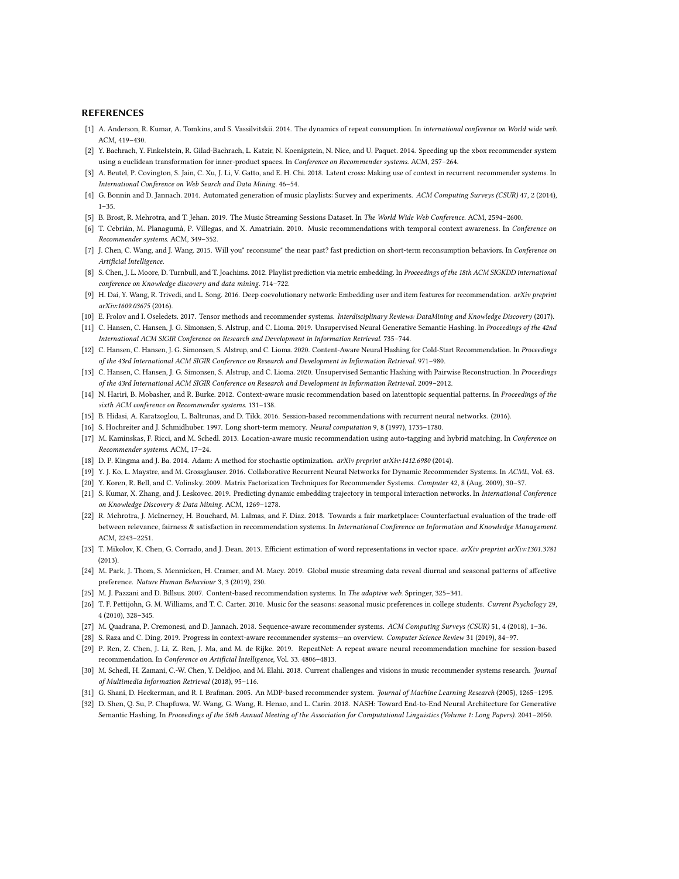## REFERENCES

[1] A. Anderson, R. Kumar, A. Tomkins, and S. Vassilvitskii. 2014. The dynamics of repeat consumption. In *international conference on World wide web*. ACM, 419–430.

[2] Y. Bachrach, Y. Finkelstein, R. Gilad-Bachrach, L. Katzir, N. Koenigstein, N. Nice, and U. Paquet. 2014. Speeding up the xbox recommender system using a euclidean transformation for inner-product spaces. In *Conference on Recommender systems*. ACM, 257–264.

[3] A. Beutel, P. Covington, S. Jain, C. Xu, J. Li, V. Gatto, and E. H. Chi. 2018. Latent cross: Making use of context in recurrent recommender systems. In *International Conference on Web Search and Data Mining*. 46–54.

[4] G. Bonnin and D. Jannach. 2014. Automated generation of music playlists: Survey and experiments. *ACM Computing Surveys (CSUR)* 47, 2 (2014), 1–35.

[5] B. Brost, R. Mehrotra, and T. Jehan. 2019. The Music Streaming Sessions Dataset. In *The World Wide Web Conference*. ACM, 2594–2600.

[6] T. Cebrián, M. Planagumà, P. Villegas, and X. Amatriain. 2010. Music recommendations with temporal context awareness. In *Conference on Recommender systems*. ACM, 349–352.

[7] J. Chen, C. Wang, and J. Wang. 2015. Will you" reconsume" the near past? fast prediction on short-term reconsumption behaviors. In *Conference on Artificial Intelligence*.

[8] S. Chen, J. L. Moore, D. Turnbull, and T. Joachims. 2012. Playlist prediction via metric embedding. In *Proceedings of the 18th ACM SIGKDD international conference on Knowledge discovery and data mining*. 714–722.

[9] H. Dai, Y. Wang, R. Trivedi, and L. Song. 2016. Deep coevolutionary network: Embedding user and item features for recommendation. *arXiv preprint arXiv:1609.03675* (2016).

[10] E. Frolov and I. Oseledets. 2017. Tensor methods and recommender systems. *Interdisciplinary Reviews: DataMining and Knowledge Discovery* (2017).

[11] C. Hansen, C. Hansen, J. G. Simonsen, S. Alstrup, and C. Lioma. 2019. Unsupervised Neural Generative Semantic Hashing. In *Proceedings of the 42nd International ACM SIGIR Conference on Research and Development in Information Retrieval*. 735–744.

[12] C. Hansen, C. Hansen, J. G. Simonsen, S. Alstrup, and C. Lioma. 2020. Content-Aware Neural Hashing for Cold-Start Recommendation. In *Proceedings of the 43rd International ACM SIGIR Conference on Research and Development in Information Retrieval*. 971–980.

[13] C. Hansen, C. Hansen, J. G. Simonsen, S. Alstrup, and C. Lioma. 2020. Unsupervised Semantic Hashing with Pairwise Reconstruction. In *Proceedings of the 43rd International ACM SIGIR Conference on Research and Development in Information Retrieval*. 2009–2012.

[14] N. Hariri, B. Mobasher, and R. Burke. 2012. Context-aware music recommendation based on latenttopic sequential patterns. In *Proceedings of the sixth ACM conference on Recommender systems*. 131–138.

[15] B. Hidasi, A. Karatzoglou, L. Baltrunas, and D. Tikk. 2016. Session-based recommendations with recurrent neural networks. (2016).

[16] S. Hochreiter and J. Schmidhuber. 1997. Long short-term memory. *Neural computation* 9, 8 (1997), 1735–1780.

[17] M. Kaminskas, F. Ricci, and M. Schedl. 2013. Location-aware music recommendation using auto-tagging and hybrid matching. In *Conference on Recommender systems*. ACM, 17–24.

[18] D. P. Kingma and J. Ba. 2014. Adam: A method for stochastic optimization. *arXiv preprint arXiv:1412.6980* (2014).

[19] Y. J. Ko, L. Maystre, and M. Grossglauser. 2016. Collaborative Recurrent Neural Networks for Dynamic Recommender Systems. In *ACML*, Vol. 63.

[20] Y. Koren, R. Bell, and C. Volinsky. 2009. Matrix Factorization Techniques for Recommender Systems. *Computer* 42, 8 (Aug. 2009), 30–37.

[21] S. Kumar, X. Zhang, and J. Leskovec. 2019. Predicting dynamic embedding trajectory in temporal interaction networks. In *International Conference on Knowledge Discovery & Data Mining*. ACM, 1269–1278.

[22] R. Mehrotra, J. McInerney, H. Bouchard, M. Lalmas, and F. Diaz. 2018. Towards a fair marketplace: Counterfactual evaluation of the trade-off between relevance, fairness & satisfaction in recommendation systems. In *International Conference on Information and Knowledge Management*. ACM, 2243–2251.

[23] T. Mikolov, K. Chen, G. Corrado, and J. Dean. 2013. Efficient estimation of word representations in vector space. *arXiv preprint arXiv:1301.3781* (2013).

[24] M. Park, J. Thom, S. Mennicken, H. Cramer, and M. Macy. 2019. Global music streaming data reveal diurnal and seasonal patterns of affective preference. *Nature Human Behaviour* 3, 3 (2019), 230.

[25] M. J. Pazzani and D. Billsus. 2007. Content-based recommendation systems. In *The adaptive web*. Springer, 325–341.

[26] T. F. Pettijohn, G. M. Williams, and T. C. Carter. 2010. Music for the seasons: seasonal music preferences in college students. *Current Psychology* 29, 4 (2010), 328–345.

[27] M. Quadrana, P. Cremonesi, and D. Jannach. 2018. Sequence-aware recommender systems. *ACM Computing Surveys (CSUR)* 51, 4 (2018), 1–36.

[28] S. Raza and C. Ding. 2019. Progress in context-aware recommender systems—an overview. *Computer Science Review* 31 (2019), 84–97.

[29] P. Ren, Z. Chen, J. Li, Z. Ren, J. Ma, and M. de Rijke. 2019. RepeatNet: A repeat aware neural recommendation machine for session-based recommendation. In *Conference on Artificial Intelligence*, Vol. 33. 4806–4813.

[30] M. Schedl, H. Zamani, C.-W. Chen, Y. Deldjoo, and M. Elahi. 2018. Current challenges and visions in music recommender systems research. *Journal of Multimedia Information Retrieval* (2018), 95–116.

[31] G. Shani, D. Heckerman, and R. I. Brafman. 2005. An MDP-based recommender system. *Journal of Machine Learning Research* (2005), 1265–1295.

[32] D. Shen, Q. Su, P. Chapfuwa, W. Wang, G. Wang, R. Henao, and L. Carin. 2018. NASH: Toward End-to-End Neural Architecture for Generative Semantic Hashing. In *Proceedings of the 56th Annual Meeting of the Association for Computational Linguistics (Volume 1: Long Papers)*. 2041–2050.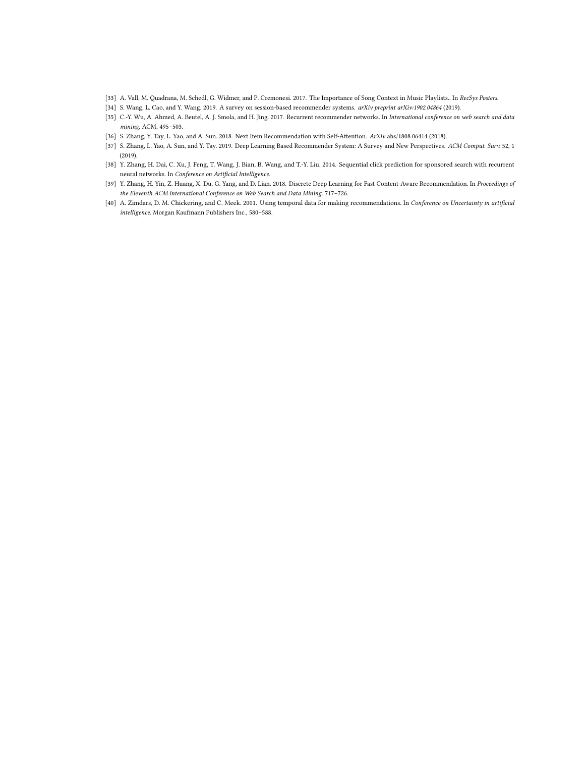[33] A. Vall, M. Quadrana, M. Schedl, G. Widmer, and P. Cremonesi. 2017. The Importance of Song Context in Music Playlists.. In *RecSys Posters*.

[34] S. Wang, L. Cao, and Y. Wang. 2019. A survey on session-based recommender systems. *arXiv preprint arXiv:1902.04864* (2019).

[35] C.-Y. Wu, A. Ahmed, A. Beutel, A. J. Smola, and H. Jing. 2017. Recurrent recommender networks. In *International conference on web search and data mining*. ACM, 495–503.

[36] S. Zhang, Y. Tay, L. Yao, and A. Sun. 2018. Next Item Recommendation with Self-Attention. *ArXiv* abs/1808.06414 (2018).

[37] S. Zhang, L. Yao, A. Sun, and Y. Tay. 2019. Deep Learning Based Recommender System: A Survey and New Perspectives. *ACM Comput. Surv.* 52, 1 (2019).

[38] Y. Zhang, H. Dai, C. Xu, J. Feng, T. Wang, J. Bian, B. Wang, and T.-Y. Liu. 2014. Sequential click prediction for sponsored search with recurrent neural networks. In *Conference on Artificial Intelligence*.

[39] Y. Zhang, H. Yin, Z. Huang, X. Du, G. Yang, and D. Lian. 2018. Discrete Deep Learning for Fast Content-Aware Recommendation. In *Proceedings of the Eleventh ACM International Conference on Web Search and Data Mining*. 717–726.

[40] A. Zimdars, D. M. Chickering, and C. Meek. 2001. Using temporal data for making recommendations. In *Conference on Uncertainty in artificial intelligence*. Morgan Kaufmann Publishers Inc., 580–588.